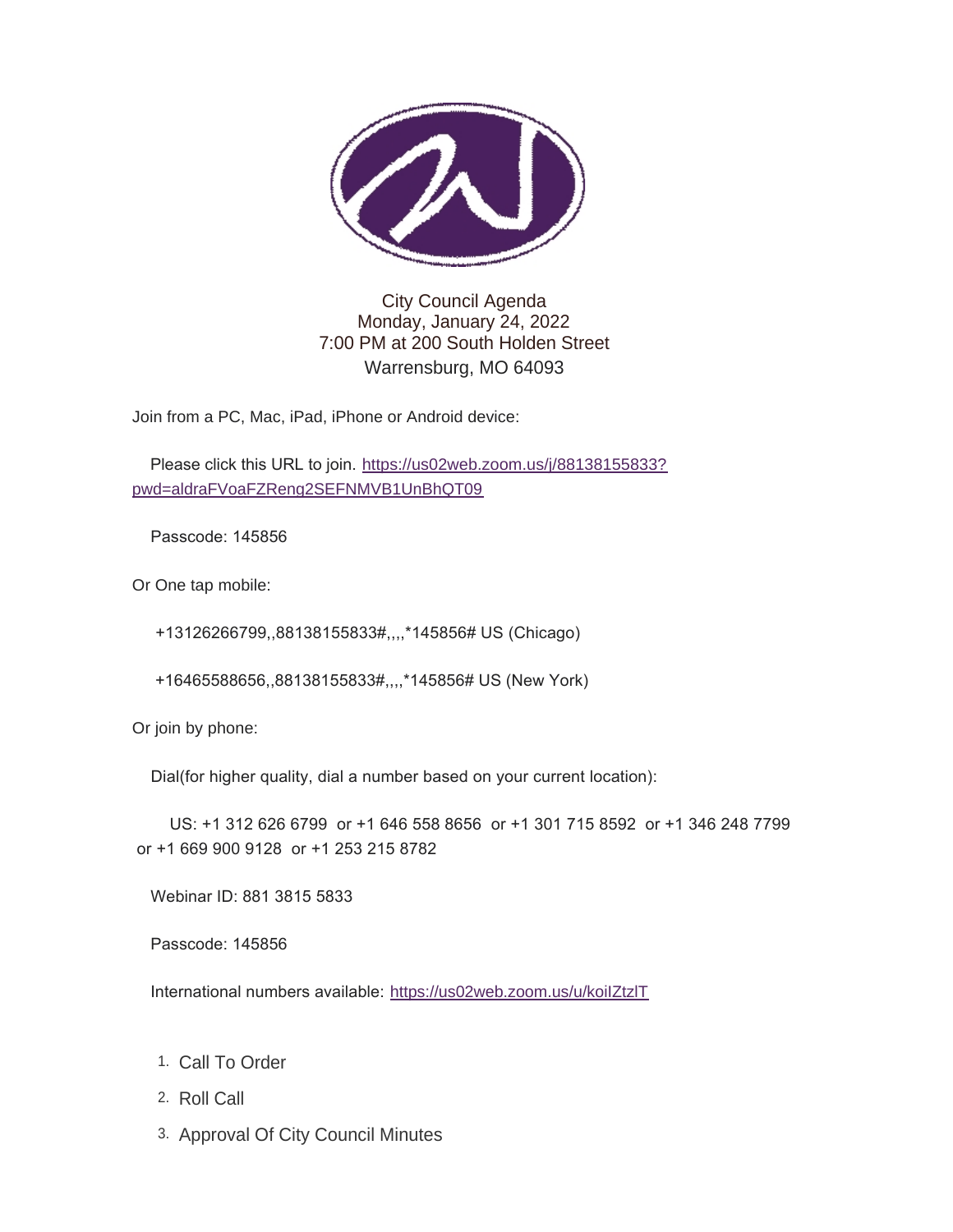City Council Agenda
Monday, January 24, 2022
7:00 PM at 200 South Holden Street
Warrensburg, MO 64093

Join from a PC, Mac, iPad, iPhone or Android device:

Please click this URL to join. [https://us02web.zoom.us/j/88138155833?pwd=aldraFVoaFZReng2SEFNMVB1UnBhQT09](https://us02web.zoom.us/j/88138155833?pwd=aldraFVoaFZReng2SEFNMVB1UnBhQT09)

Passcode: 145856

Or One tap mobile:

+13126266799,,88138155833#,,,,*145856# US (Chicago)

+16465588656,,88138155833#,,,,*145856# US (New York)

Or join by phone:

Dial(for higher quality, dial a number based on your current location):

US: +1 312 626 6799 or +1 646 558 8656 or +1 301 715 8592 or +1 346 248 7799 or +1 669 900 9128 or +1 253 215 8782

Webinar ID: 881 3815 5833

Passcode: 145856

International numbers available: [https://us02web.zoom.us/u/koiIZtzlT](https://us02web.zoom.us/u/koiIZtzlT)

1. Call To Order
2. Roll Call
3. Approval Of City Council Minutes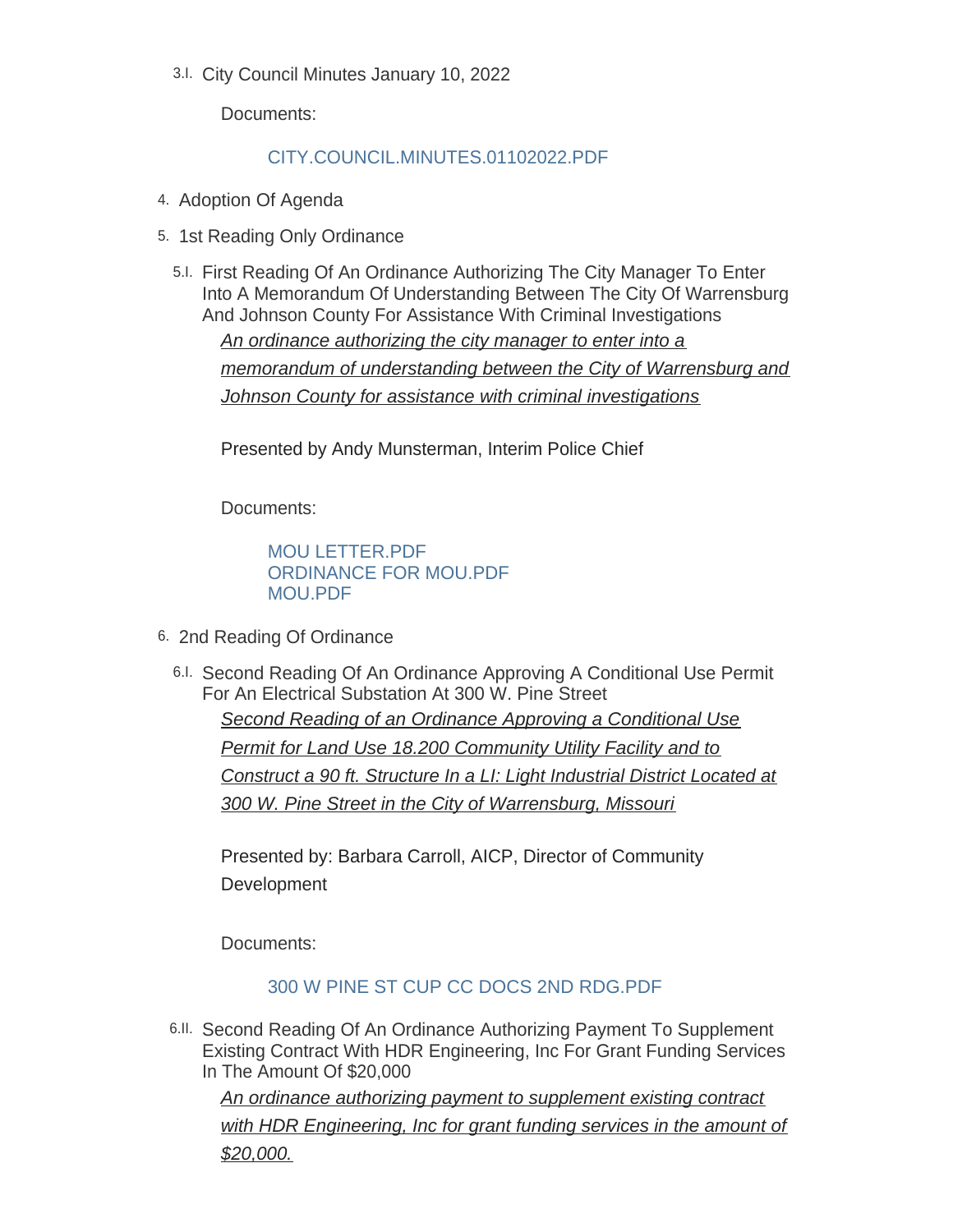3.I. City Council Minutes January 10, 2022

Documents:

CITY.COUNCIL.MINUTES.01102022.PDF

4. Adoption Of Agenda

5. 1st Reading Only Ordinance

5.I. First Reading Of An Ordinance Authorizing The City Manager To Enter Into A Memorandum Of Understanding Between The City Of Warrensburg And Johnson County For Assistance With Criminal Investigations

*An ordinance authorizing the city manager to enter into a memorandum of understanding between the City of Warrensburg and Johnson County for assistance with criminal investigations*

Presented by Andy Munsterman, Interim Police Chief

Documents:

MOU LETTER.PDF
ORDINANCE FOR MOU.PDF
MOU.PDF

6. 2nd Reading Of Ordinance

6.I. Second Reading Of An Ordinance Approving A Conditional Use Permit For An Electrical Substation At 300 W. Pine Street

*Second Reading of an Ordinance Approving a Conditional Use Permit for Land Use 18.200 Community Utility Facility and to Construct a 90 ft. Structure In a LI: Light Industrial District Located at 300 W. Pine Street in the City of Warrensburg, Missouri*

Presented by: Barbara Carroll, AICP, Director of Community Development

Documents:

300 W PINE ST CUP CC DOCS 2ND RDG.PDF

6.II. Second Reading Of An Ordinance Authorizing Payment To Supplement Existing Contract With HDR Engineering, Inc For Grant Funding Services In The Amount Of $20,000

*An ordinance authorizing payment to supplement existing contract with HDR Engineering, Inc for grant funding services in the amount of $20,000.*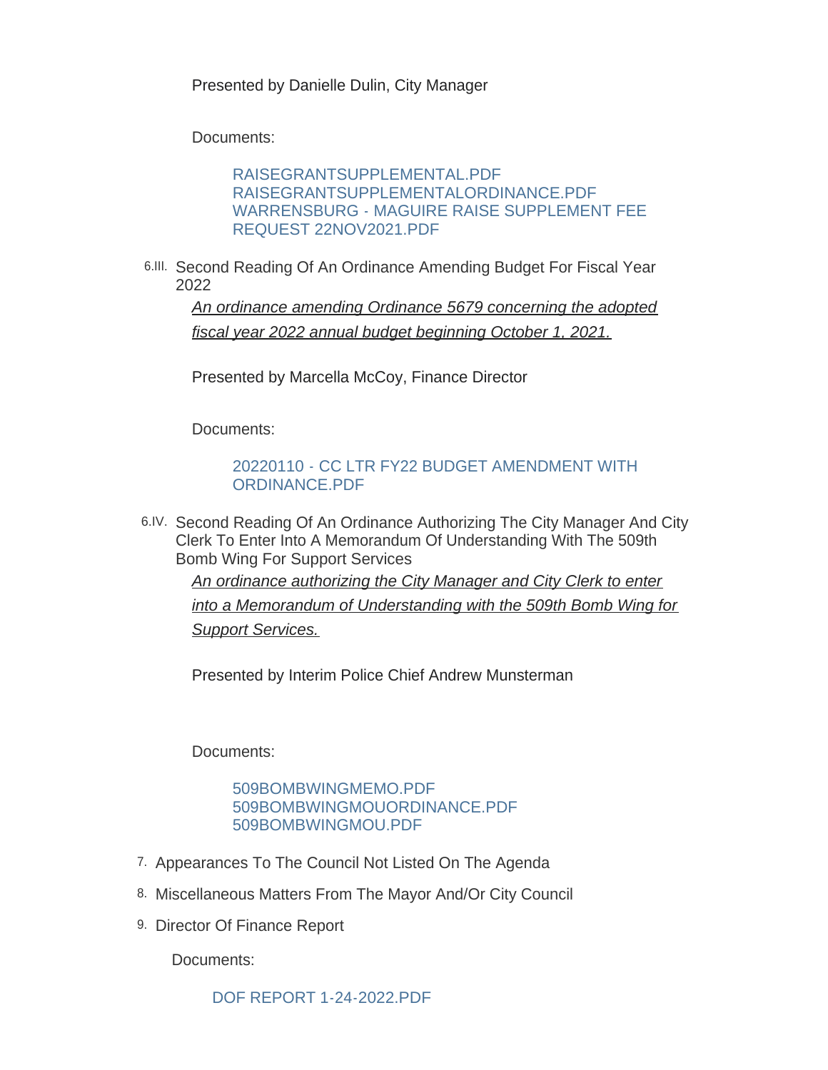Presented by Danielle Dulin, City Manager

Documents:

RAISEGRANTSUPPLEMENTAL.PDF
RAISEGRANTSUPPLEMENTALORDINANCE.PDF
WARRENSBURG - MAGUIRE RAISE SUPPLEMENT FEE REQUEST 22NOV2021.PDF

6.III. Second Reading Of An Ordinance Amending Budget For Fiscal Year 2022

*An ordinance amending Ordinance 5679 concerning the adopted fiscal year 2022 annual budget beginning October 1, 2021.*

Presented by Marcella McCoy, Finance Director

Documents:

20220110 - CC LTR FY22 BUDGET AMENDMENT WITH ORDINANCE.PDF

6.IV. Second Reading Of An Ordinance Authorizing The City Manager And City Clerk To Enter Into A Memorandum Of Understanding With The 509th Bomb Wing For Support Services

*An ordinance authorizing the City Manager and City Clerk to enter into a Memorandum of Understanding with the 509th Bomb Wing for Support Services.*

Presented by Interim Police Chief Andrew Munsterman

Documents:

509BOMBWINGMEMO.PDF
509BOMBWINGMOUORDINANCE.PDF
509BOMBWINGMOU.PDF

7. Appearances To The Council Not Listed On The Agenda

8. Miscellaneous Matters From The Mayor And/Or City Council

9. Director Of Finance Report

Documents:

DOF REPORT 1-24-2022.PDF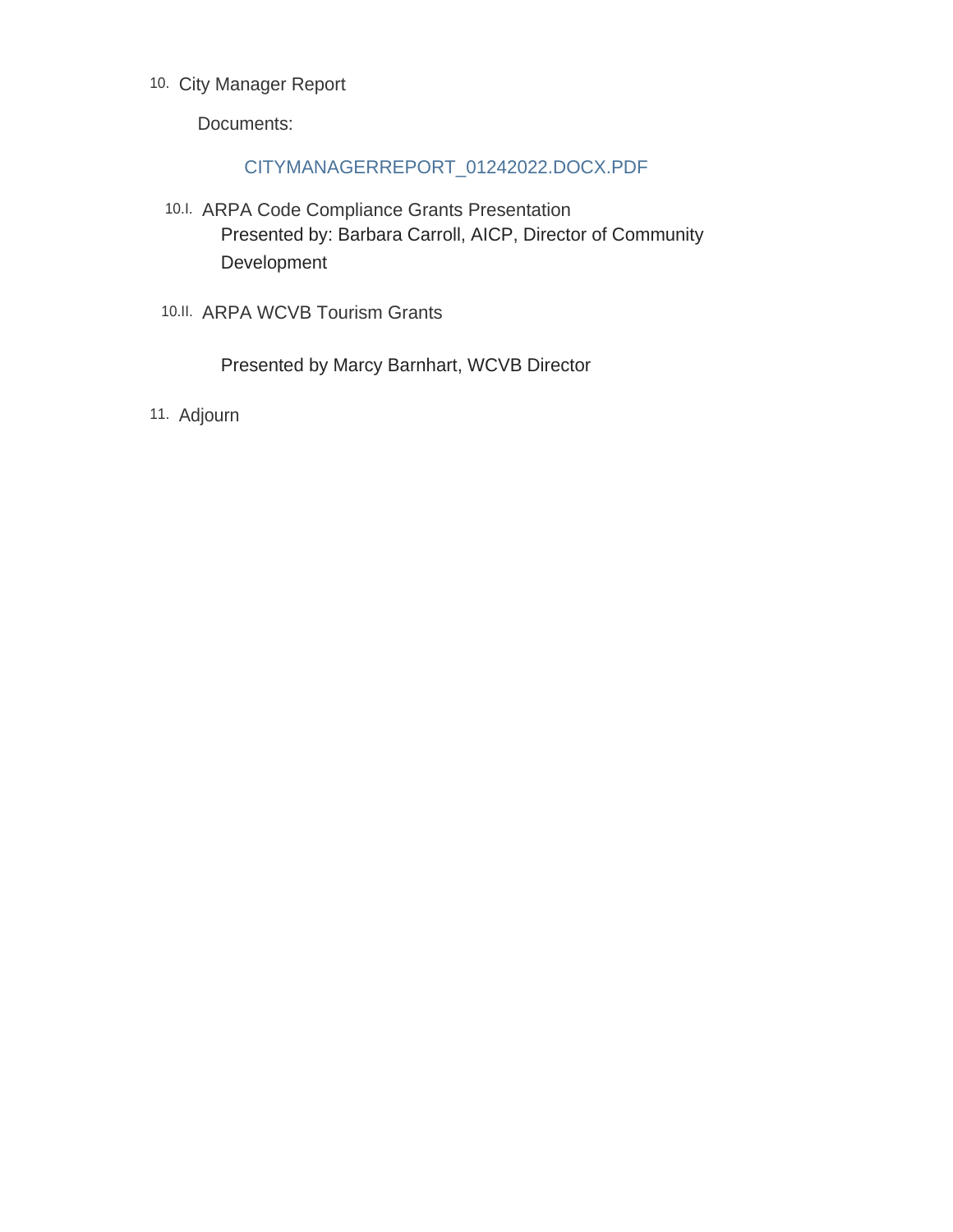10. City Manager Report

    Documents:

    CITYMANAGERREPORT_01242022.DOCX.PDF

    10.I. ARPA Code Compliance Grants Presentation
    Presented by: Barbara Carroll, AICP, Director of Community Development

    10.II. ARPA WCVB Tourism Grants

    Presented by Marcy Barnhart, WCVB Director

11. Adjourn